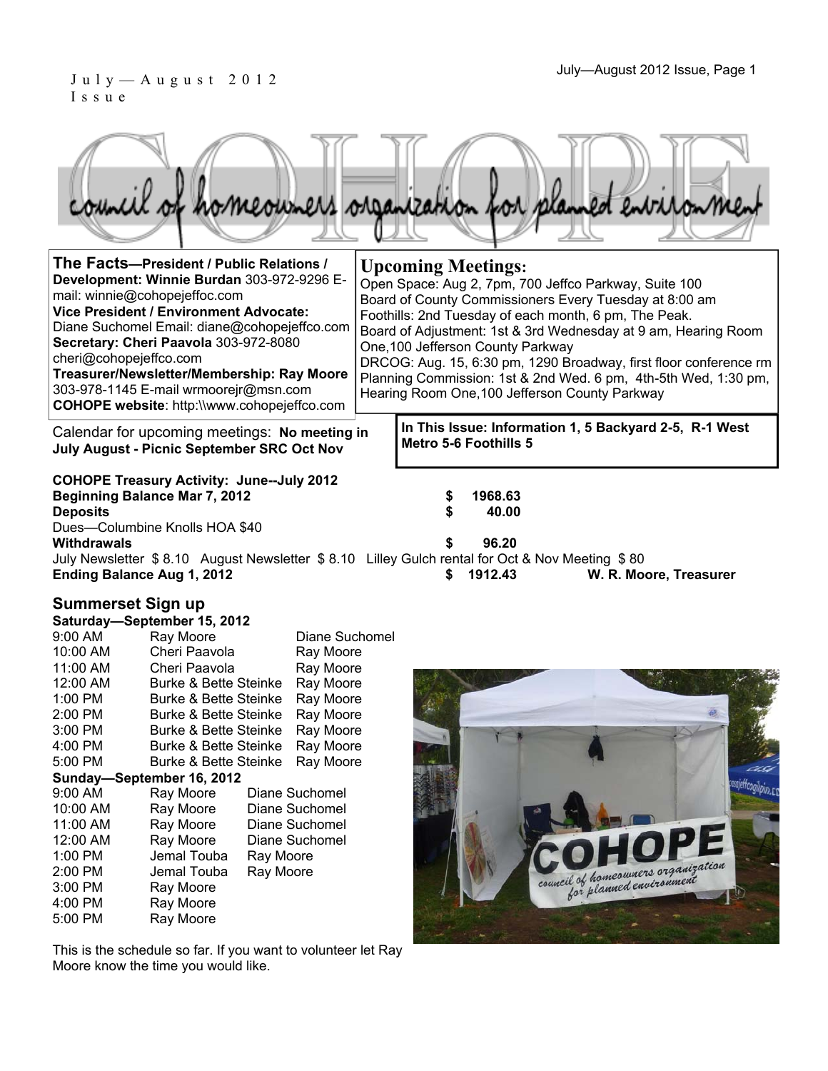July — August 2012 Issue

# COHOPE

council of homeowners organization for planned environment

**The Facts—President / Public Relations / Development: Winnie Burdan** 303-972-9296 E-mail: winnie@cohopejeffoc.com
**Vice President / Environment Advocate:** Diane Suchomel Email: diane@cohopejeffco.com
**Secretary: Cheri Paavola** 303-972-8080 cheri@cohopejeffco.com
**Treasurer/Newsletter/Membership: Ray Moore** 303-978-1145 E-mail wrmoorejr@msn.com
**COHOPE website**: http:\\www.cohopejeffco.com

## Upcoming Meetings:

Open Space: Aug 2, 7pm, 700 Jeffco Parkway, Suite 100
Board of County Commissioners Every Tuesday at 8:00 am
Foothills: 2nd Tuesday of each month, 6 pm, The Peak.
Board of Adjustment: 1st & 3rd Wednesday at 9 am, Hearing Room One,100 Jefferson County Parkway
DRCOG: Aug. 15, 6:30 pm, 1290 Broadway, first floor conference rm
Planning Commission: 1st & 2nd Wed. 6 pm, 4th-5th Wed, 1:30 pm, Hearing Room One,100 Jefferson County Parkway

Calendar for upcoming meetings: **No meeting in July August - Picnic September SRC Oct Nov**

**In This Issue: Information 1, 5 Backyard 2-5, R-1 West Metro 5-6 Foothills 5**

**COHOPE Treasury Activity: June--July 2012**

| | |
|---|---|
| **Beginning Balance Mar 7, 2012** | **$ 1968.63** |
| **Deposits** | **$ 40.00** |
| Dues—Columbine Knolls HOA $40 | |
| **Withdrawals** | **$ 96.20** |
| July Newsletter $ 8.10 August Newsletter $ 8.10 Lilley Gulch rental for Oct & Nov Meeting $ 80 | |
| **Ending Balance Aug 1, 2012** | **$ 1912.43** **W. R. Moore, Treasurer** |

## Summerset Sign up

**Saturday—September 15, 2012**

| | | |
|---|---|---|
| 9:00 AM | Ray Moore | Diane Suchomel |
| 10:00 AM | Cheri Paavola | Ray Moore |
| 11:00 AM | Cheri Paavola | Ray Moore |
| 12:00 AM | Burke & Bette Steinke | Ray Moore |
| 1:00 PM | Burke & Bette Steinke | Ray Moore |
| 2:00 PM | Burke & Bette Steinke | Ray Moore |
| 3:00 PM | Burke & Bette Steinke | Ray Moore |
| 4:00 PM | Burke & Bette Steinke | Ray Moore |
| 5:00 PM | Burke & Bette Steinke | Ray Moore |

**Sunday—September 16, 2012**

| | | |
|---|---|---|
| 9:00 AM | Ray Moore | Diane Suchomel |
| 10:00 AM | Ray Moore | Diane Suchomel |
| 11:00 AM | Ray Moore | Diane Suchomel |
| 12:00 AM | Ray Moore | Diane Suchomel |
| 1:00 PM | Jemal Touba | Ray Moore |
| 2:00 PM | Jemal Touba | Ray Moore |
| 3:00 PM | Ray Moore | |
| 4:00 PM | Ray Moore | |
| 5:00 PM | Ray Moore | |

This is the schedule so far. If you want to volunteer let Ray Moore know the time you would like.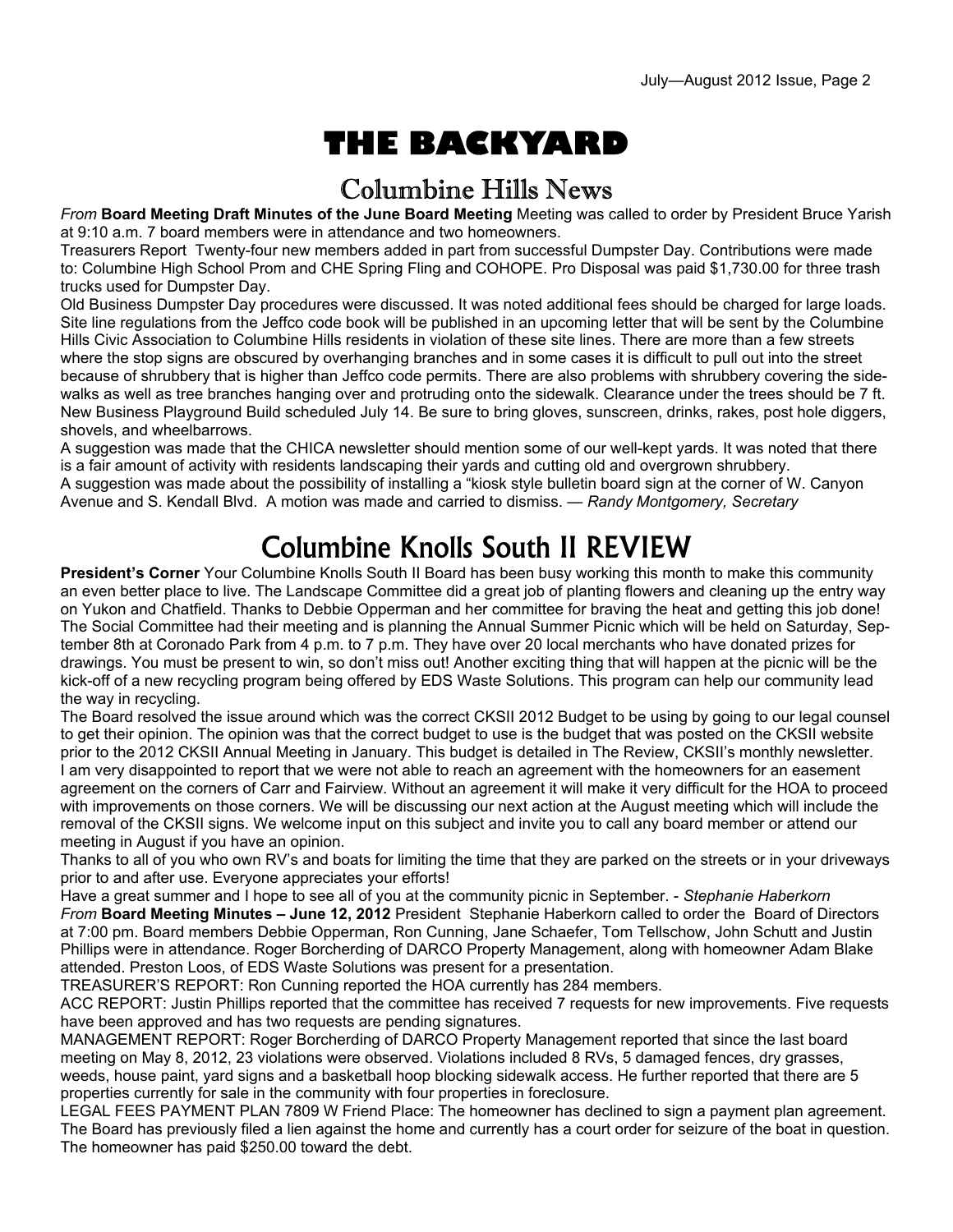# THE BACKYARD

## Columbine Hills News

*From* **Board Meeting Draft Minutes of the June Board Meeting** Meeting was called to order by President Bruce Yarish at 9:10 a.m. 7 board members were in attendance and two homeowners.

Treasurers Report Twenty-four new members added in part from successful Dumpster Day. Contributions were made to: Columbine High School Prom and CHE Spring Fling and COHOPE. Pro Disposal was paid $1,730.00 for three trash trucks used for Dumpster Day.

Old Business Dumpster Day procedures were discussed. It was noted additional fees should be charged for large loads. Site line regulations from the Jeffco code book will be published in an upcoming letter that will be sent by the Columbine Hills Civic Association to Columbine Hills residents in violation of these site lines. There are more than a few streets where the stop signs are obscured by overhanging branches and in some cases it is difficult to pull out into the street because of shrubbery that is higher than Jeffco code permits. There are also problems with shrubbery covering the sidewalks as well as tree branches hanging over and protruding onto the sidewalk. Clearance under the trees should be 7 ft.

New Business Playground Build scheduled July 14. Be sure to bring gloves, sunscreen, drinks, rakes, post hole diggers, shovels, and wheelbarrows.

A suggestion was made that the CHICA newsletter should mention some of our well-kept yards. It was noted that there is a fair amount of activity with residents landscaping their yards and cutting old and overgrown shrubbery.

A suggestion was made about the possibility of installing a "kiosk style bulletin board sign at the corner of W. Canyon Avenue and S. Kendall Blvd. A motion was made and carried to dismiss. — *Randy Montgomery, Secretary*

## Columbine Knolls South II REVIEW

**President's Corner** Your Columbine Knolls South II Board has been busy working this month to make this community an even better place to live. The Landscape Committee did a great job of planting flowers and cleaning up the entry way on Yukon and Chatfield. Thanks to Debbie Opperman and her committee for braving the heat and getting this job done! The Social Committee had their meeting and is planning the Annual Summer Picnic which will be held on Saturday, September 8th at Coronado Park from 4 p.m. to 7 p.m. They have over 20 local merchants who have donated prizes for drawings. You must be present to win, so don't miss out! Another exciting thing that will happen at the picnic will be the kick-off of a new recycling program being offered by EDS Waste Solutions. This program can help our community lead the way in recycling.

The Board resolved the issue around which was the correct CKSII 2012 Budget to be using by going to our legal counsel to get their opinion. The opinion was that the correct budget to use is the budget that was posted on the CKSII website prior to the 2012 CKSII Annual Meeting in January. This budget is detailed in The Review, CKSII's monthly newsletter.

I am very disappointed to report that we were not able to reach an agreement with the homeowners for an easement agreement on the corners of Carr and Fairview. Without an agreement it will make it very difficult for the HOA to proceed with improvements on those corners. We will be discussing our next action at the August meeting which will include the removal of the CKSII signs. We welcome input on this subject and invite you to call any board member or attend our meeting in August if you have an opinion.

Thanks to all of you who own RV's and boats for limiting the time that they are parked on the streets or in your driveways prior to and after use. Everyone appreciates your efforts!

Have a great summer and I hope to see all of you at the community picnic in September. - *Stephanie Haberkorn*

*From* **Board Meeting Minutes – June 12, 2012** President Stephanie Haberkorn called to order the Board of Directors at 7:00 pm. Board members Debbie Opperman, Ron Cunning, Jane Schaefer, Tom Tellschow, John Schutt and Justin Phillips were in attendance. Roger Borcherding of DARCO Property Management, along with homeowner Adam Blake attended. Preston Loos, of EDS Waste Solutions was present for a presentation.

TREASURER'S REPORT: Ron Cunning reported the HOA currently has 284 members.

ACC REPORT: Justin Phillips reported that the committee has received 7 requests for new improvements. Five requests have been approved and has two requests are pending signatures.

MANAGEMENT REPORT: Roger Borcherding of DARCO Property Management reported that since the last board meeting on May 8, 2012, 23 violations were observed. Violations included 8 RVs, 5 damaged fences, dry grasses, weeds, house paint, yard signs and a basketball hoop blocking sidewalk access. He further reported that there are 5 properties currently for sale in the community with four properties in foreclosure.

LEGAL FEES PAYMENT PLAN 7809 W Friend Place: The homeowner has declined to sign a payment plan agreement. The Board has previously filed a lien against the home and currently has a court order for seizure of the boat in question. The homeowner has paid $250.00 toward the debt.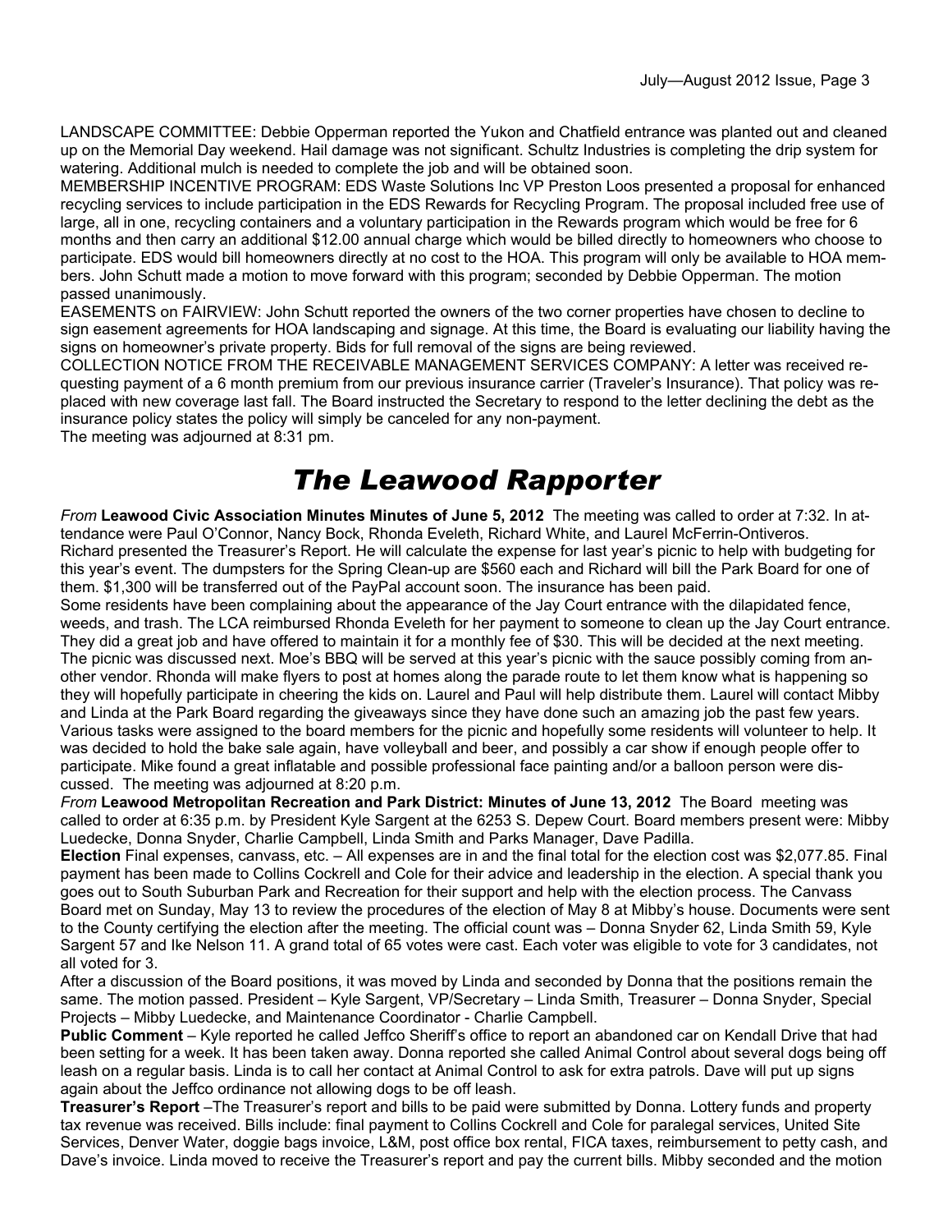LANDSCAPE COMMITTEE: Debbie Opperman reported the Yukon and Chatfield entrance was planted out and cleaned up on the Memorial Day weekend. Hail damage was not significant. Schultz Industries is completing the drip system for watering. Additional mulch is needed to complete the job and will be obtained soon.

MEMBERSHIP INCENTIVE PROGRAM: EDS Waste Solutions Inc VP Preston Loos presented a proposal for enhanced recycling services to include participation in the EDS Rewards for Recycling Program. The proposal included free use of large, all in one, recycling containers and a voluntary participation in the Rewards program which would be free for 6 months and then carry an additional $12.00 annual charge which would be billed directly to homeowners who choose to participate. EDS would bill homeowners directly at no cost to the HOA. This program will only be available to HOA members. John Schutt made a motion to move forward with this program; seconded by Debbie Opperman. The motion passed unanimously.

EASEMENTS on FAIRVIEW: John Schutt reported the owners of the two corner properties have chosen to decline to sign easement agreements for HOA landscaping and signage. At this time, the Board is evaluating our liability having the signs on homeowner's private property. Bids for full removal of the signs are being reviewed.

COLLECTION NOTICE FROM THE RECEIVABLE MANAGEMENT SERVICES COMPANY: A letter was received requesting payment of a 6 month premium from our previous insurance carrier (Traveler's Insurance). That policy was replaced with new coverage last fall. The Board instructed the Secretary to respond to the letter declining the debt as the insurance policy states the policy will simply be canceled for any non-payment.

The meeting was adjourned at 8:31 pm.

# *The Leawood Rapporter*

*From* **Leawood Civic Association Minutes Minutes of June 5, 2012** The meeting was called to order at 7:32. In attendance were Paul O'Connor, Nancy Bock, Rhonda Eveleth, Richard White, and Laurel McFerrin-Ontiveros.

Richard presented the Treasurer's Report. He will calculate the expense for last year's picnic to help with budgeting for this year's event. The dumpsters for the Spring Clean-up are $560 each and Richard will bill the Park Board for one of them. $1,300 will be transferred out of the PayPal account soon. The insurance has been paid.

Some residents have been complaining about the appearance of the Jay Court entrance with the dilapidated fence, weeds, and trash. The LCA reimbursed Rhonda Eveleth for her payment to someone to clean up the Jay Court entrance. They did a great job and have offered to maintain it for a monthly fee of $30. This will be decided at the next meeting. The picnic was discussed next. Moe's BBQ will be served at this year's picnic with the sauce possibly coming from another vendor. Rhonda will make flyers to post at homes along the parade route to let them know what is happening so they will hopefully participate in cheering the kids on. Laurel and Paul will help distribute them. Laurel will contact Mibby and Linda at the Park Board regarding the giveaways since they have done such an amazing job the past few years. Various tasks were assigned to the board members for the picnic and hopefully some residents will volunteer to help. It was decided to hold the bake sale again, have volleyball and beer, and possibly a car show if enough people offer to participate. Mike found a great inflatable and possible professional face painting and/or a balloon person were discussed. The meeting was adjourned at 8:20 p.m.

*From* **Leawood Metropolitan Recreation and Park District: Minutes of June 13, 2012** The Board meeting was called to order at 6:35 p.m. by President Kyle Sargent at the 6253 S. Depew Court. Board members present were: Mibby Luedecke, Donna Snyder, Charlie Campbell, Linda Smith and Parks Manager, Dave Padilla.

**Election** Final expenses, canvass, etc. – All expenses are in and the final total for the election cost was $2,077.85. Final payment has been made to Collins Cockrell and Cole for their advice and leadership in the election. A special thank you goes out to South Suburban Park and Recreation for their support and help with the election process. The Canvass Board met on Sunday, May 13 to review the procedures of the election of May 8 at Mibby's house. Documents were sent to the County certifying the election after the meeting. The official count was – Donna Snyder 62, Linda Smith 59, Kyle Sargent 57 and Ike Nelson 11. A grand total of 65 votes were cast. Each voter was eligible to vote for 3 candidates, not all voted for 3.

After a discussion of the Board positions, it was moved by Linda and seconded by Donna that the positions remain the same. The motion passed. President – Kyle Sargent, VP/Secretary – Linda Smith, Treasurer – Donna Snyder, Special Projects – Mibby Luedecke, and Maintenance Coordinator - Charlie Campbell.

**Public Comment** – Kyle reported he called Jeffco Sheriff's office to report an abandoned car on Kendall Drive that had been setting for a week. It has been taken away. Donna reported she called Animal Control about several dogs being off leash on a regular basis. Linda is to call her contact at Animal Control to ask for extra patrols. Dave will put up signs again about the Jeffco ordinance not allowing dogs to be off leash.

**Treasurer's Report** –The Treasurer's report and bills to be paid were submitted by Donna. Lottery funds and property tax revenue was received. Bills include: final payment to Collins Cockrell and Cole for paralegal services, United Site Services, Denver Water, doggie bags invoice, L&M, post office box rental, FICA taxes, reimbursement to petty cash, and Dave's invoice. Linda moved to receive the Treasurer's report and pay the current bills. Mibby seconded and the motion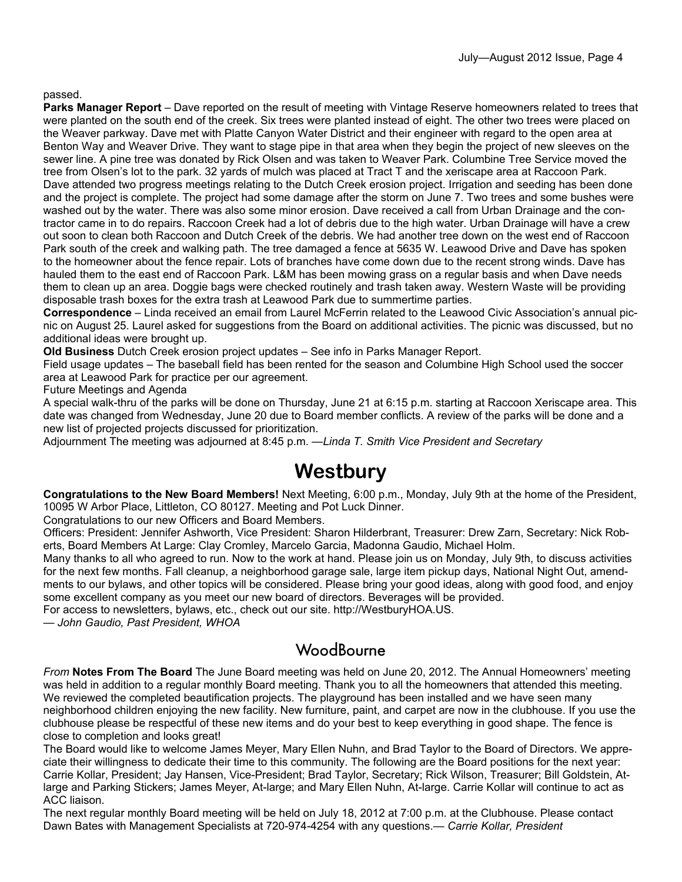passed.

**Parks Manager Report** – Dave reported on the result of meeting with Vintage Reserve homeowners related to trees that were planted on the south end of the creek. Six trees were planted instead of eight. The other two trees were placed on the Weaver parkway. Dave met with Platte Canyon Water District and their engineer with regard to the open area at Benton Way and Weaver Drive. They want to stage pipe in that area when they begin the project of new sleeves on the sewer line. A pine tree was donated by Rick Olsen and was taken to Weaver Park. Columbine Tree Service moved the tree from Olsen's lot to the park. 32 yards of mulch was placed at Tract T and the xeriscape area at Raccoon Park. Dave attended two progress meetings relating to the Dutch Creek erosion project. Irrigation and seeding has been done and the project is complete. The project had some damage after the storm on June 7. Two trees and some bushes were washed out by the water. There was also some minor erosion. Dave received a call from Urban Drainage and the contractor came in to do repairs. Raccoon Creek had a lot of debris due to the high water. Urban Drainage will have a crew out soon to clean both Raccoon and Dutch Creek of the debris. We had another tree down on the west end of Raccoon Park south of the creek and walking path. The tree damaged a fence at 5635 W. Leawood Drive and Dave has spoken to the homeowner about the fence repair. Lots of branches have come down due to the recent strong winds. Dave has hauled them to the east end of Raccoon Park. L&M has been mowing grass on a regular basis and when Dave needs them to clean up an area. Doggie bags were checked routinely and trash taken away. Western Waste will be providing disposable trash boxes for the extra trash at Leawood Park due to summertime parties.

**Correspondence** – Linda received an email from Laurel McFerrin related to the Leawood Civic Association's annual picnic on August 25. Laurel asked for suggestions from the Board on additional activities. The picnic was discussed, but no additional ideas were brought up.

**Old Business** Dutch Creek erosion project updates – See info in Parks Manager Report.

Field usage updates – The baseball field has been rented for the season and Columbine High School used the soccer area at Leawood Park for practice per our agreement.

Future Meetings and Agenda

A special walk-thru of the parks will be done on Thursday, June 21 at 6:15 p.m. starting at Raccoon Xeriscape area. This date was changed from Wednesday, June 20 due to Board member conflicts. A review of the parks will be done and a new list of projected projects discussed for prioritization.

Adjournment The meeting was adjourned at 8:45 p.m. —*Linda T. Smith Vice President and Secretary*

# Westbury

**Congratulations to the New Board Members!** Next Meeting, 6:00 p.m., Monday, July 9th at the home of the President, 10095 W Arbor Place, Littleton, CO 80127. Meeting and Pot Luck Dinner.

Congratulations to our new Officers and Board Members.

Officers: President: Jennifer Ashworth, Vice President: Sharon Hilderbrant, Treasurer: Drew Zarn, Secretary: Nick Roberts, Board Members At Large: Clay Cromley, Marcelo Garcia, Madonna Gaudio, Michael Holm.

Many thanks to all who agreed to run. Now to the work at hand. Please join us on Monday, July 9th, to discuss activities for the next few months. Fall cleanup, a neighborhood garage sale, large item pickup days, National Night Out, amendments to our bylaws, and other topics will be considered. Please bring your good ideas, along with good food, and enjoy some excellent company as you meet our new board of directors. Beverages will be provided.

For access to newsletters, bylaws, etc., check out our site. http://WestburyHOA.US.

— *John Gaudio, Past President, WHOA*

## WoodBourne

*From* **Notes From The Board** The June Board meeting was held on June 20, 2012. The Annual Homeowners' meeting was held in addition to a regular monthly Board meeting. Thank you to all the homeowners that attended this meeting. We reviewed the completed beautification projects. The playground has been installed and we have seen many neighborhood children enjoying the new facility. New furniture, paint, and carpet are now in the clubhouse. If you use the clubhouse please be respectful of these new items and do your best to keep everything in good shape. The fence is close to completion and looks great!

The Board would like to welcome James Meyer, Mary Ellen Nuhn, and Brad Taylor to the Board of Directors. We appreciate their willingness to dedicate their time to this community. The following are the Board positions for the next year: Carrie Kollar, President; Jay Hansen, Vice-President; Brad Taylor, Secretary; Rick Wilson, Treasurer; Bill Goldstein, At-large and Parking Stickers; James Meyer, At-large; and Mary Ellen Nuhn, At-large. Carrie Kollar will continue to act as ACC liaison.

The next regular monthly Board meeting will be held on July 18, 2012 at 7:00 p.m. at the Clubhouse. Please contact Dawn Bates with Management Specialists at 720-974-4254 with any questions.— *Carrie Kollar, President*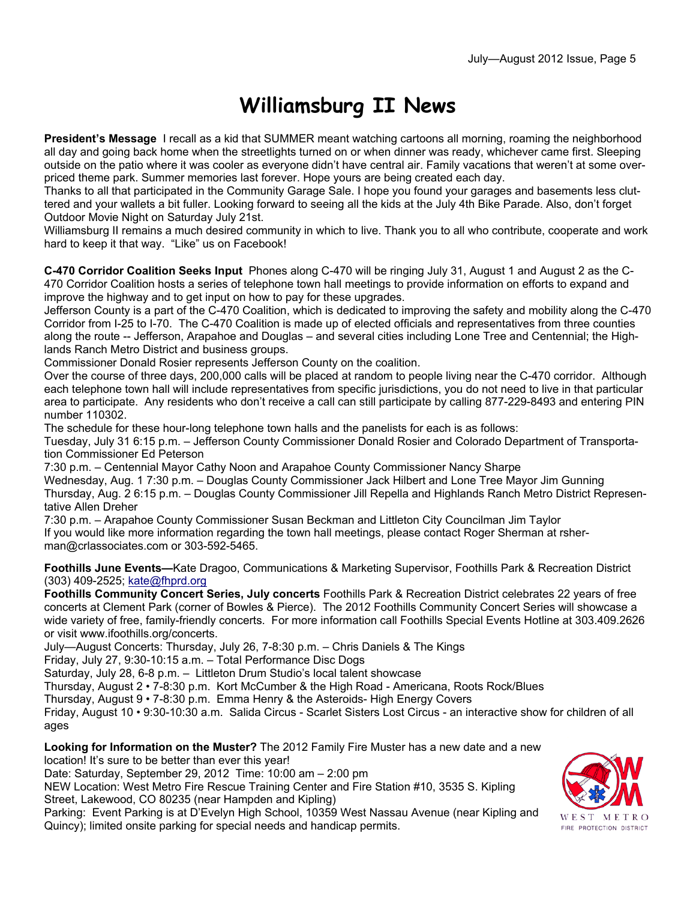# Williamsburg II News

**President's Message** I recall as a kid that SUMMER meant watching cartoons all morning, roaming the neighborhood all day and going back home when the streetlights turned on or when dinner was ready, whichever came first. Sleeping outside on the patio where it was cooler as everyone didn't have central air. Family vacations that weren't at some overpriced theme park. Summer memories last forever. Hope yours are being created each day.

Thanks to all that participated in the Community Garage Sale. I hope you found your garages and basements less cluttered and your wallets a bit fuller. Looking forward to seeing all the kids at the July 4th Bike Parade. Also, don't forget Outdoor Movie Night on Saturday July 21st.

Williamsburg II remains a much desired community in which to live. Thank you to all who contribute, cooperate and work hard to keep it that way. "Like" us on Facebook!

**C-470 Corridor Coalition Seeks Input** Phones along C-470 will be ringing July 31, August 1 and August 2 as the C-470 Corridor Coalition hosts a series of telephone town hall meetings to provide information on efforts to expand and improve the highway and to get input on how to pay for these upgrades.

Jefferson County is a part of the C-470 Coalition, which is dedicated to improving the safety and mobility along the C-470 Corridor from I-25 to I-70. The C-470 Coalition is made up of elected officials and representatives from three counties along the route -- Jefferson, Arapahoe and Douglas – and several cities including Lone Tree and Centennial; the Highlands Ranch Metro District and business groups.

Commissioner Donald Rosier represents Jefferson County on the coalition.

Over the course of three days, 200,000 calls will be placed at random to people living near the C-470 corridor. Although each telephone town hall will include representatives from specific jurisdictions, you do not need to live in that particular area to participate. Any residents who don't receive a call can still participate by calling 877-229-8493 and entering PIN number 110302.

The schedule for these hour-long telephone town halls and the panelists for each is as follows:

Tuesday, July 31 6:15 p.m. – Jefferson County Commissioner Donald Rosier and Colorado Department of Transportation Commissioner Ed Peterson

7:30 p.m. – Centennial Mayor Cathy Noon and Arapahoe County Commissioner Nancy Sharpe

Wednesday, Aug. 1 7:30 p.m. – Douglas County Commissioner Jack Hilbert and Lone Tree Mayor Jim Gunning

Thursday, Aug. 2 6:15 p.m. – Douglas County Commissioner Jill Repella and Highlands Ranch Metro District Representative Allen Dreher

7:30 p.m. – Arapahoe County Commissioner Susan Beckman and Littleton City Councilman Jim Taylor

If you would like more information regarding the town hall meetings, please contact Roger Sherman at rsherman@crlassociates.com or 303-592-5465.

**Foothills June Events—**Kate Dragoo, Communications & Marketing Supervisor, Foothills Park & Recreation District (303) 409-2525; kate@fhprd.org

**Foothills Community Concert Series, July concerts** Foothills Park & Recreation District celebrates 22 years of free concerts at Clement Park (corner of Bowles & Pierce). The 2012 Foothills Community Concert Series will showcase a wide variety of free, family-friendly concerts. For more information call Foothills Special Events Hotline at 303.409.2626 or visit www.ifoothills.org/concerts.

July—August Concerts: Thursday, July 26, 7-8:30 p.m. – Chris Daniels & The Kings

Friday, July 27, 9:30-10:15 a.m. – Total Performance Disc Dogs

Saturday, July 28, 6-8 p.m. – Littleton Drum Studio's local talent showcase

Thursday, August 2 • 7-8:30 p.m. Kort McCumber & the High Road - Americana, Roots Rock/Blues

Thursday, August 9 • 7-8:30 p.m. Emma Henry & the Asteroids- High Energy Covers

Friday, August 10 • 9:30-10:30 a.m. Salida Circus - Scarlet Sisters Lost Circus - an interactive show for children of all ages

**Looking for Information on the Muster?** The 2012 Family Fire Muster has a new date and a new location! It's sure to be better than ever this year!

Date: Saturday, September 29, 2012 Time: 10:00 am – 2:00 pm

NEW Location: West Metro Fire Rescue Training Center and Fire Station #10, 3535 S. Kipling Street, Lakewood, CO 80235 (near Hampden and Kipling)

Parking: Event Parking is at D'Evelyn High School, 10359 West Nassau Avenue (near Kipling and Quincy); limited onsite parking for special needs and handicap permits.

WEST METRO FIRE PROTECTION DISTRICT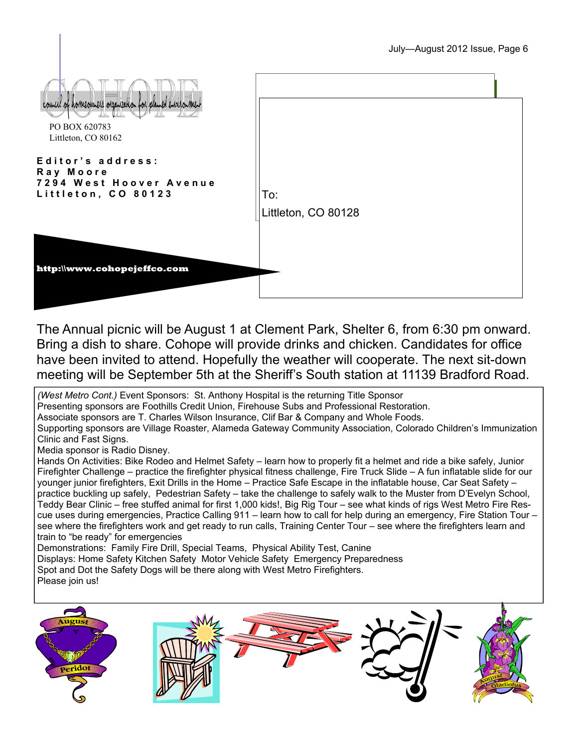COHOPE

council of homeowners organization for planned environment

PO BOX 620783
Littleton, CO 80162

**Editor's address:**
**Ray Moore**
**7294 West Hoover Avenue**
**Littleton, CO 80123**

**http:\\www.cohopejeffco.com**

To:

Littleton, CO 80128

The Annual picnic will be August 1 at Clement Park, Shelter 6, from 6:30 pm onward. Bring a dish to share. Cohope will provide drinks and chicken. Candidates for office have been invited to attend. Hopefully the weather will cooperate. The next sit-down meeting will be September 5th at the Sheriff's South station at 11139 Bradford Road.

*(West Metro Cont.)* Event Sponsors: St. Anthony Hospital is the returning Title Sponsor
Presenting sponsors are Foothills Credit Union, Firehouse Subs and Professional Restoration.
Associate sponsors are T. Charles Wilson Insurance, Clif Bar & Company and Whole Foods.
Supporting sponsors are Village Roaster, Alameda Gateway Community Association, Colorado Children's Immunization Clinic and Fast Signs.
Media sponsor is Radio Disney.
Hands On Activities: Bike Rodeo and Helmet Safety – learn how to properly fit a helmet and ride a bike safely, Junior Firefighter Challenge – practice the firefighter physical fitness challenge, Fire Truck Slide – A fun inflatable slide for our younger junior firefighters, Exit Drills in the Home – Practice Safe Escape in the inflatable house, Car Seat Safety – practice buckling up safely, Pedestrian Safety – take the challenge to safely walk to the Muster from D'Evelyn School, Teddy Bear Clinic – free stuffed animal for first 1,000 kids!, Big Rig Tour – see what kinds of rigs West Metro Fire Rescue uses during emergencies, Practice Calling 911 – learn how to call for help during an emergency, Fire Station Tour – see where the firefighters work and get ready to run calls, Training Center Tour – see where the firefighters learn and train to "be ready" for emergencies
Demonstrations: Family Fire Drill, Special Teams, Physical Ability Test, Canine
Displays: Home Safety Kitchen Safety Motor Vehicle Safety Emergency Preparedness
Spot and Dot the Safety Dogs will be there along with West Metro Firefighters.
Please join us!

August
Peridot

August
Gladiolus